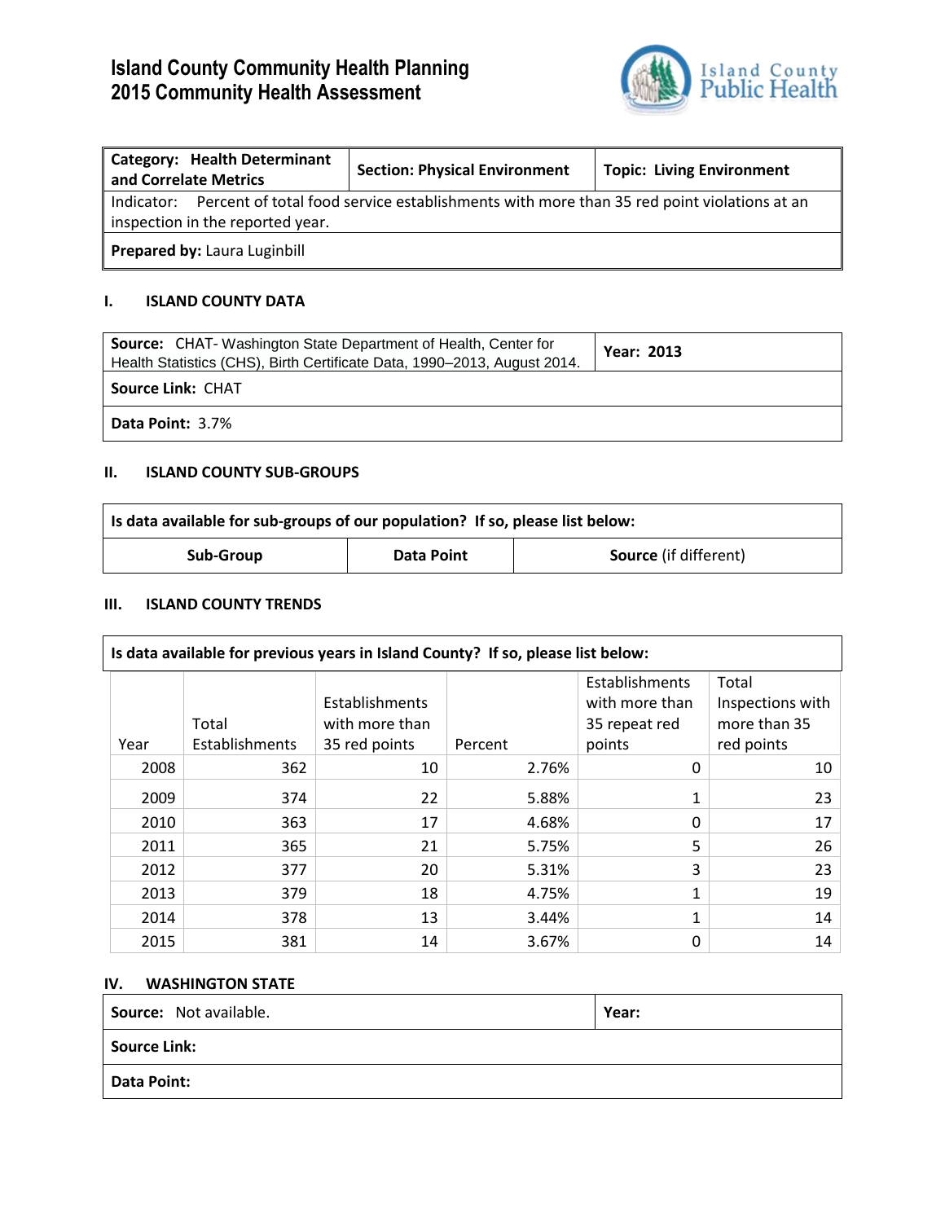# Island County Community Health Planning
# 2015 Community Health Assessment

| **Category: Health Determinant and Correlate Metrics** | **Section: Physical Environment** | **Topic: Living Environment** |
|---|---|---|
| Indicator: Percent of total food service establishments with more than 35 red point violations at an inspection in the reported year. | | |
| **Prepared by:** Laura Luginbill | | |

## I. ISLAND COUNTY DATA

| **Source:** CHAT- Washington State Department of Health, Center for Health Statistics (CHS), Birth Certificate Data, 1990–2013, August 2014. | **Year: 2013** |
|---|---|
| **Source Link:** CHAT | |
| **Data Point:** 3.7% | |

## II. ISLAND COUNTY SUB-GROUPS

**Is data available for sub-groups of our population? If so, please list below:**

| Sub-Group | Data Point | Source (if different) |
|---|---|---|

## III. ISLAND COUNTY TRENDS

**Is data available for previous years in Island County? If so, please list below:**

| Year | Total Establishments | Establishments with more than 35 red points | Percent | Establishments with more than 35 repeat red points | Total Inspections with more than 35 red points |
|---|---|---|---|---|---|
| 2008 | 362 | 10 | 2.76% | 0 | 10 |
| 2009 | 374 | 22 | 5.88% | 1 | 23 |
| 2010 | 363 | 17 | 4.68% | 0 | 17 |
| 2011 | 365 | 21 | 5.75% | 5 | 26 |
| 2012 | 377 | 20 | 5.31% | 3 | 23 |
| 2013 | 379 | 18 | 4.75% | 1 | 19 |
| 2014 | 378 | 13 | 3.44% | 1 | 14 |
| 2015 | 381 | 14 | 3.67% | 0 | 14 |

## IV. WASHINGTON STATE

| **Source:** Not available. | **Year:** |
|---|---|
| **Source Link:** | |
| **Data Point:** | |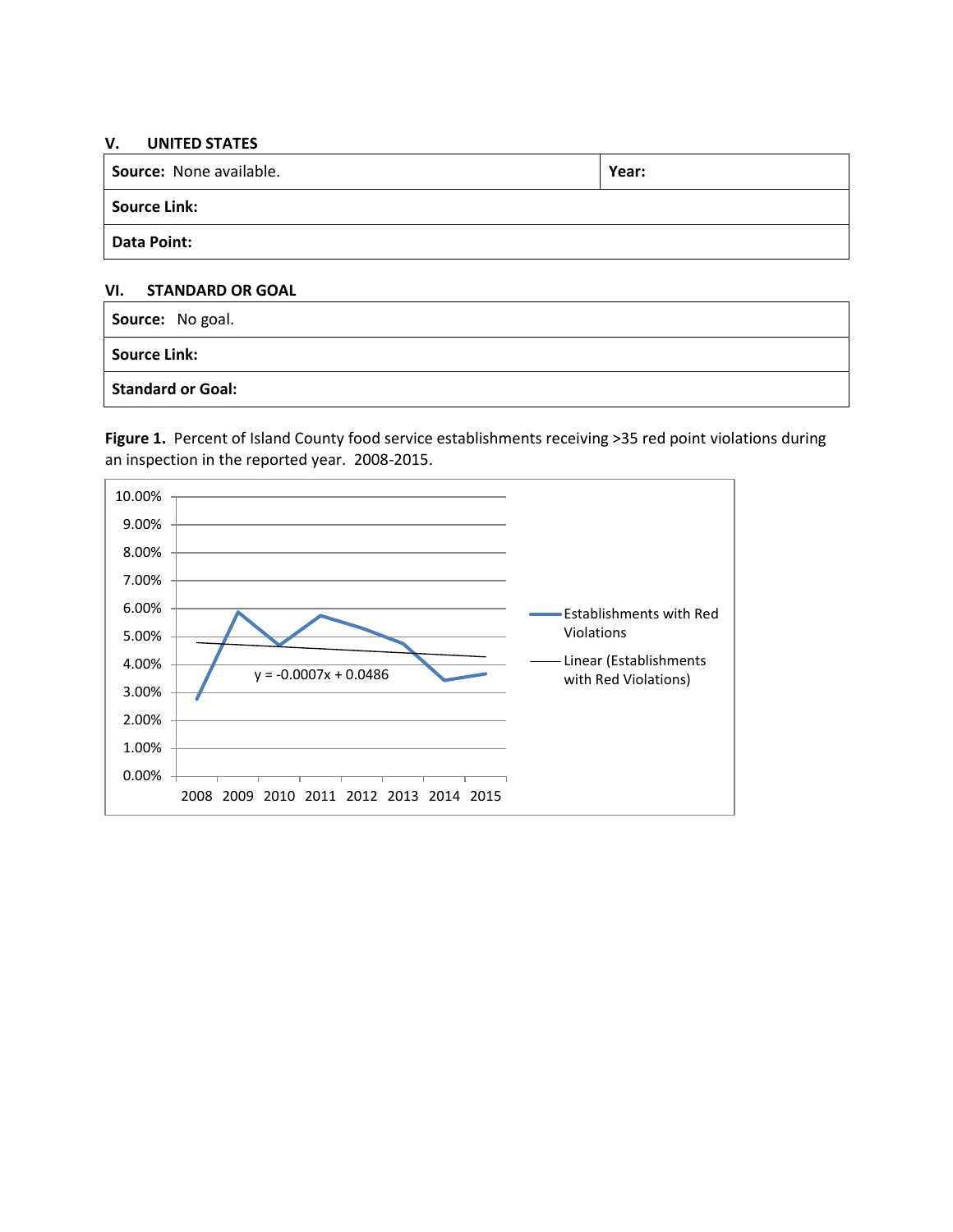### V. UNITED STATES

| | |
|---|---|
| **Source:** None available. | **Year:** |
| **Source Link:** | |
| **Data Point:** | |

### VI. STANDARD OR GOAL

| |
|---|
| **Source:** No goal. |
| **Source Link:** |
| **Standard or Goal:** |

**Figure 1.** Percent of Island County food service establishments receiving >35 red point violations during an inspection in the reported year. 2008-2015.

10.00%
9.00%
8.00%
7.00%
6.00%
5.00%
4.00%
3.00%
2.00%
1.00%
0.00%

2008 2009 2010 2011 2012 2013 2014 2015

$y = -0.0007x + 0.0486$

Establishments with Red Violations

Linear (Establishments with Red Violations)